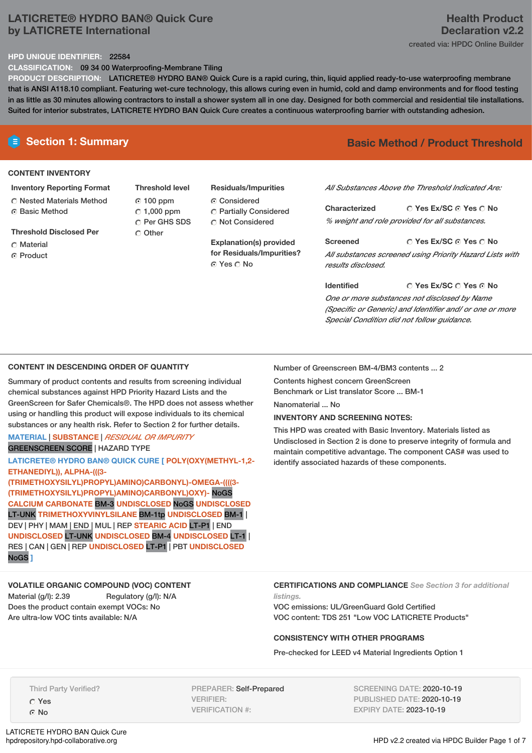# LATICRETE® HYDRO BAN® Quick Cure by LATICRETE International

## Health Product Declaration v2.2

created via: HPDC Online Builder

**HPD UNIQUE IDENTIFIER:** 22584

**CLASSIFICATION:** 09 34 00 Waterproofing-Membrane Tiling

**PRODUCT DESCRIPTION:** LATICRETE® HYDRO BAN® Quick Cure is a rapid curing, thin, liquid applied ready-to-use waterproofing membrane that is ANSI A118.10 compliant. Featuring wet-cure technology, this allows curing even in humid, cold and damp environments and for flood testing in as little as 30 minutes allowing contractors to install a shower system all in one day. Designed for both commercial and residential tile installations. Suited for interior substrates, LATICRETE HYDRO BAN Quick Cure creates a continuous waterproofing barrier with outstanding adhesion.

## Section 1: Summary

**Basic Method / Product Threshold**

### CONTENT INVENTORY

**Inventory Reporting Format**
- ○ Nested Materials Method
- ◉ Basic Method

**Threshold Disclosed Per**
- ○ Material
- ◉ Product

**Threshold level**
- ◉ 100 ppm
- ○ 1,000 ppm
- ○ Per GHS SDS
- ○ Other

**Residuals/Impurities**
- ◉ Considered
- ○ Partially Considered
- ○ Not Considered

**Explanation(s) provided for Residuals/Impurities?**
◉ Yes ○ No

*All Substances Above the Threshold Indicated Are:*

**Characterized** ○ Yes Ex/SC ◉ Yes ○ No
*% weight and role provided for all substances.*

**Screened** ○ Yes Ex/SC ◉ Yes ○ No
*All substances screened using Priority Hazard Lists with results disclosed.*

**Identified** ○ Yes Ex/SC ○ Yes ◉ No
*One or more substances not disclosed by Name (Specific or Generic) and Identifier and/ or one or more Special Condition did not follow guidance.*

### CONTENT IN DESCENDING ORDER OF QUANTITY

Summary of product contents and results from screening individual chemical substances against HPD Priority Hazard Lists and the GreenScreen for Safer Chemicals®. The HPD does not assess whether using or handling this product will expose individuals to its chemical substances or any health risk. Refer to Section 2 for further details.

MATERIAL | SUBSTANCE | *RESIDUAL OR IMPURITY*
GREENSCREEN SCORE | HAZARD TYPE

LATICRETE® HYDRO BAN® QUICK CURE [ POLY(OXY(METHYL-1,2-ETHANEDIYL)), ALPHA-(((3-(TRIMETHOXYSILYL)PROPYL)AMINO)CARBONYL)-OMEGA-((((3-(TRIMETHOXYSILYL)PROPYL)AMINO)CARBONYL)OXY)- NoGS CALCIUM CARBONATE BM-3 UNDISCLOSED NoGS UNDISCLOSED LT-UNK TRIMETHOXYVINYLSILANE BM-1tp UNDISCLOSED BM-1 | DEV | PHY | MAM | END | MUL | REP STEARIC ACID LT-P1 | END UNDISCLOSED LT-UNK UNDISCLOSED BM-4 UNDISCLOSED LT-1 | RES | CAN | GEN | REP UNDISCLOSED LT-P1 | PBT UNDISCLOSED NoGS ]

Number of Greenscreen BM-4/BM3 contents ... 2

Contents highest concern GreenScreen Benchmark or List translator Score ... BM-1

Nanomaterial ... No

**INVENTORY AND SCREENING NOTES:**

This HPD was created with Basic Inventory. Materials listed as Undisclosed in Section 2 is done to preserve integrity of formula and maintain competitive advantage. The component CAS# was used to identify associated hazards of these components.

### VOLATILE ORGANIC COMPOUND (VOC) CONTENT

Material (g/l): 2.39 Regulatory (g/l): N/A

Does the product contain exempt VOCs: No

Are ultra-low VOC tints available: N/A

### CERTIFICATIONS AND COMPLIANCE *See Section 3 for additional listings.*

VOC emissions: UL/GreenGuard Gold Certified

VOC content: TDS 251 "Low VOC LATICRETE Products"

### CONSISTENCY WITH OTHER PROGRAMS

Pre-checked for LEED v4 Material Ingredients Option 1

Third Party Verified?
- ○ Yes
- ◉ No

PREPARER: Self-Prepared
VERIFIER:
VERIFICATION #:

SCREENING DATE: 2020-10-19
PUBLISHED DATE: 2020-10-19
EXPIRY DATE: 2023-10-19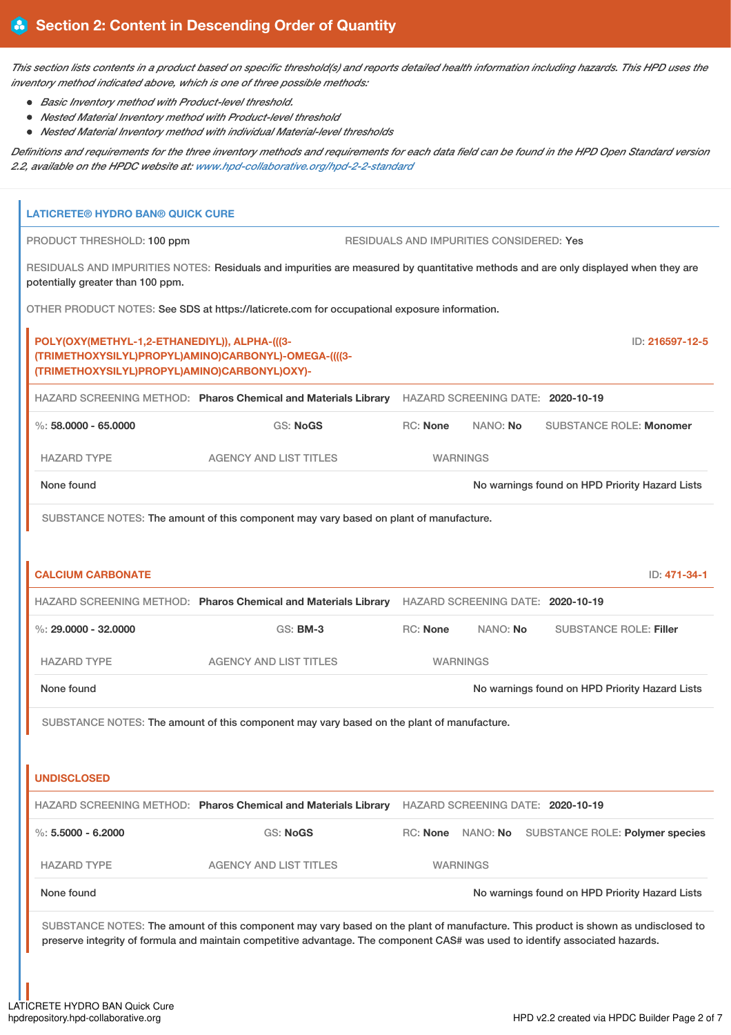## Section 2: Content in Descending Order of Quantity

*This section lists contents in a product based on specific threshold(s) and reports detailed health information including hazards. This HPD uses the inventory method indicated above, which is one of three possible methods:*

- *Basic Inventory method with Product-level threshold.*
- *Nested Material Inventory method with Product-level threshold*
- *Nested Material Inventory method with individual Material-level thresholds*

*Definitions and requirements for the three inventory methods and requirements for each data field can be found in the HPD Open Standard version 2.2, available on the HPDC website at: www.hpd-collaborative.org/hpd-2-2-standard*

### LATICRETE® HYDRO BAN® QUICK CURE

PRODUCT THRESHOLD: 100 ppm

RESIDUALS AND IMPURITIES CONSIDERED: Yes

RESIDUALS AND IMPURITIES NOTES: Residuals and impurities are measured by quantitative methods and are only displayed when they are potentially greater than 100 ppm.

OTHER PRODUCT NOTES: See SDS at https://laticrete.com for occupational exposure information.

#### POLY(OXY(METHYL-1,2-ETHANEDIYL)), ALPHA-(((3-(TRIMETHOXYSILYL)PROPYL)AMINO)CARBONYL)-OMEGA-((((3-(TRIMETHOXYSILYL)PROPYL)AMINO)CARBONYL)OXY)-

ID: 216597-12-5

HAZARD SCREENING METHOD: **Pharos Chemical and Materials Library** HAZARD SCREENING DATE: **2020-10-19**

%: **58.0000 - 65.0000** GS: **NoGS** RC: **None** NANO: **No** SUBSTANCE ROLE: **Monomer**

| HAZARD TYPE | AGENCY AND LIST TITLES | WARNINGS |
|---|---|---|
| None found | | No warnings found on HPD Priority Hazard Lists |

SUBSTANCE NOTES: The amount of this component may vary based on plant of manufacture.

#### CALCIUM CARBONATE

ID: 471-34-1

HAZARD SCREENING METHOD: **Pharos Chemical and Materials Library** HAZARD SCREENING DATE: **2020-10-19**

%: **29.0000 - 32.0000** GS: **BM-3** RC: **None** NANO: **No** SUBSTANCE ROLE: **Filler**

| HAZARD TYPE | AGENCY AND LIST TITLES | WARNINGS |
|---|---|---|
| None found | | No warnings found on HPD Priority Hazard Lists |

SUBSTANCE NOTES: The amount of this component may vary based on the plant of manufacture.

#### UNDISCLOSED

HAZARD SCREENING METHOD: **Pharos Chemical and Materials Library** HAZARD SCREENING DATE: **2020-10-19**

%: **5.5000 - 6.2000** GS: **NoGS** RC: **None** NANO: **No** SUBSTANCE ROLE: **Polymer species**

| HAZARD TYPE | AGENCY AND LIST TITLES | WARNINGS |
|---|---|---|
| None found | | No warnings found on HPD Priority Hazard Lists |

SUBSTANCE NOTES: The amount of this component may vary based on the plant of manufacture. This product is shown as undisclosed to preserve integrity of formula and maintain competitive advantage. The component CAS# was used to identify associated hazards.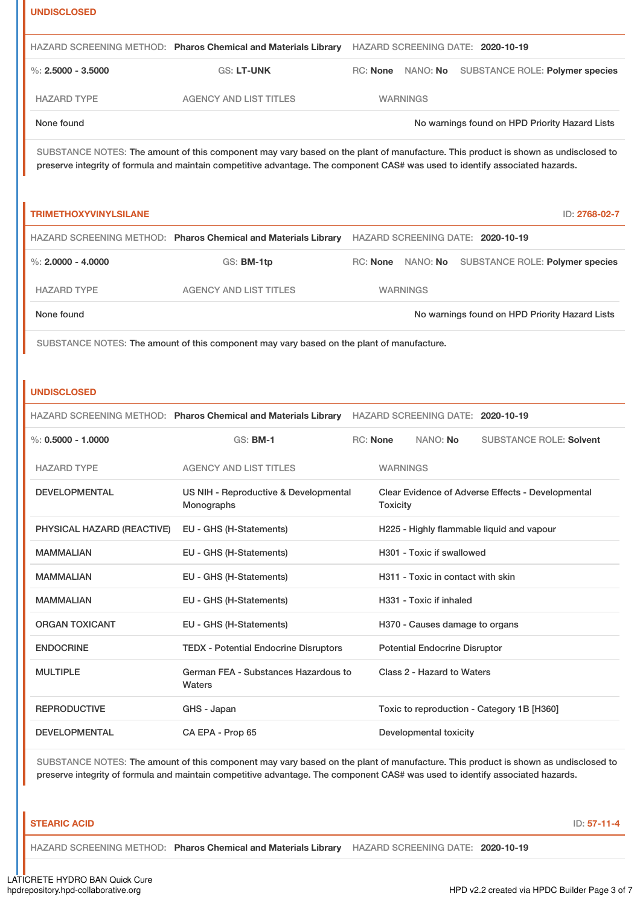**UNDISCLOSED**

HAZARD SCREENING METHOD: **Pharos Chemical and Materials Library** HAZARD SCREENING DATE: **2020-10-19**

%: **2.5000 - 3.5000** GS: **LT-UNK** RC: **None** NANO: **No** SUBSTANCE ROLE: **Polymer species**

| HAZARD TYPE | AGENCY AND LIST TITLES | WARNINGS |
|---|---|---|
| None found | | No warnings found on HPD Priority Hazard Lists |

SUBSTANCE NOTES: The amount of this component may vary based on the plant of manufacture. This product is shown as undisclosed to preserve integrity of formula and maintain competitive advantage. The component CAS# was used to identify associated hazards.

**TRIMETHOXYVINYLSILANE** ID: **2768-02-7**

HAZARD SCREENING METHOD: **Pharos Chemical and Materials Library** HAZARD SCREENING DATE: **2020-10-19**

%: **2.0000 - 4.0000** GS: **BM-1tp** RC: **None** NANO: **No** SUBSTANCE ROLE: **Polymer species**

| HAZARD TYPE | AGENCY AND LIST TITLES | WARNINGS |
|---|---|---|
| None found | | No warnings found on HPD Priority Hazard Lists |

SUBSTANCE NOTES: The amount of this component may vary based on the plant of manufacture.

**UNDISCLOSED**

HAZARD SCREENING METHOD: **Pharos Chemical and Materials Library** HAZARD SCREENING DATE: **2020-10-19**

%: **0.5000 - 1.0000** GS: **BM-1** RC: **None** NANO: **No** SUBSTANCE ROLE: **Solvent**

| HAZARD TYPE | AGENCY AND LIST TITLES | WARNINGS |
|---|---|---|
| DEVELOPMENTAL | US NIH - Reproductive & Developmental Monographs | Clear Evidence of Adverse Effects - Developmental Toxicity |
| PHYSICAL HAZARD (REACTIVE) | EU - GHS (H-Statements) | H225 - Highly flammable liquid and vapour |
| MAMMALIAN | EU - GHS (H-Statements) | H301 - Toxic if swallowed |
| MAMMALIAN | EU - GHS (H-Statements) | H311 - Toxic in contact with skin |
| MAMMALIAN | EU - GHS (H-Statements) | H331 - Toxic if inhaled |
| ORGAN TOXICANT | EU - GHS (H-Statements) | H370 - Causes damage to organs |
| ENDOCRINE | TEDX - Potential Endocrine Disruptors | Potential Endocrine Disruptor |
| MULTIPLE | German FEA - Substances Hazardous to Waters | Class 2 - Hazard to Waters |
| REPRODUCTIVE | GHS - Japan | Toxic to reproduction - Category 1B [H360] |
| DEVELOPMENTAL | CA EPA - Prop 65 | Developmental toxicity |

SUBSTANCE NOTES: The amount of this component may vary based on the plant of manufacture. This product is shown as undisclosed to preserve integrity of formula and maintain competitive advantage. The component CAS# was used to identify associated hazards.

**STEARIC ACID** ID: **57-11-4**

HAZARD SCREENING METHOD: **Pharos Chemical and Materials Library** HAZARD SCREENING DATE: **2020-10-19**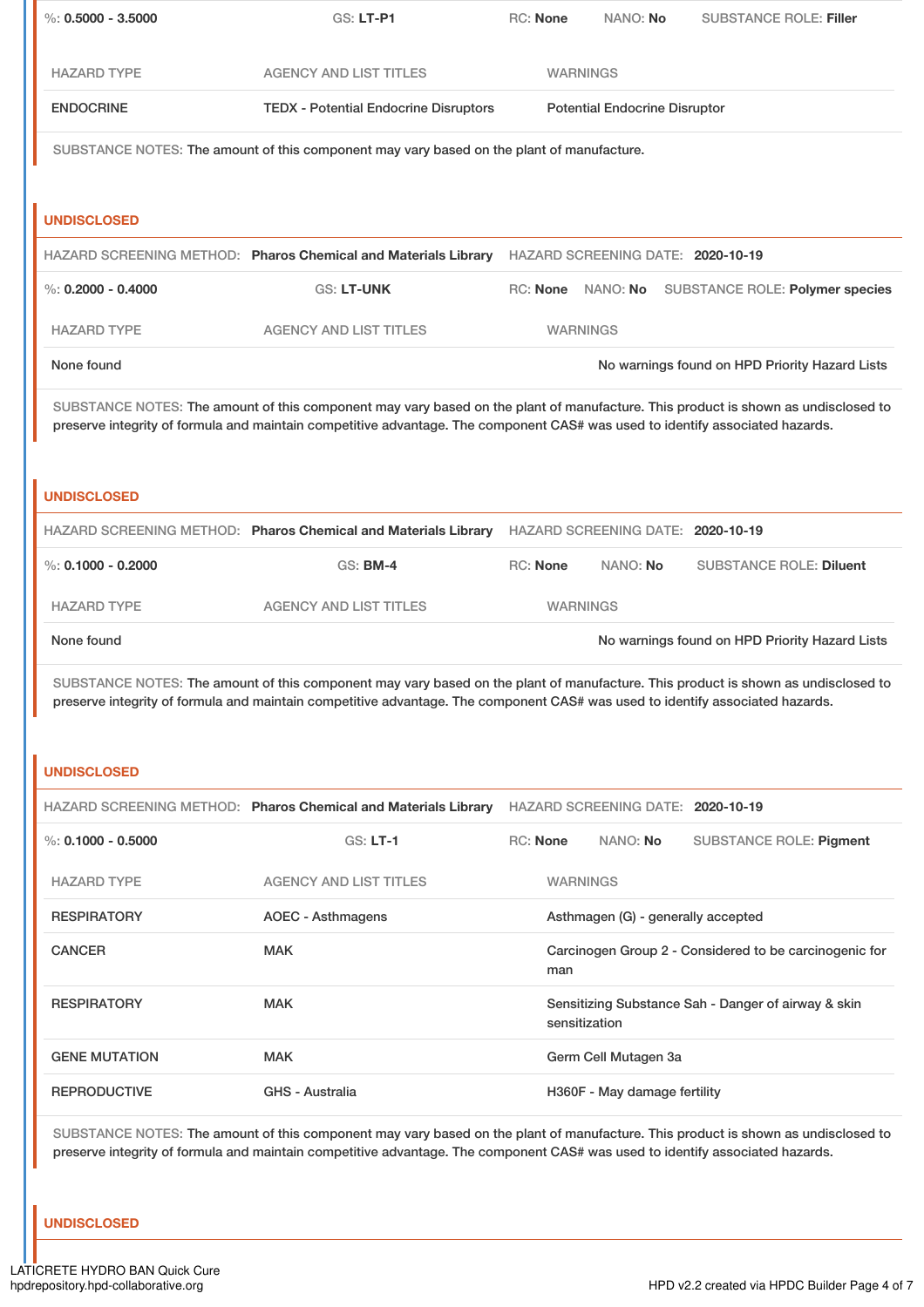%: **0.5000 - 3.5000** GS: **LT-P1** RC: **None** NANO: **No** SUBSTANCE ROLE: **Filler**

| HAZARD TYPE | AGENCY AND LIST TITLES | WARNINGS |
|---|---|---|
| ENDOCRINE | TEDX - Potential Endocrine Disruptors | Potential Endocrine Disruptor |

SUBSTANCE NOTES: The amount of this component may vary based on the plant of manufacture.

## UNDISCLOSED

HAZARD SCREENING METHOD: **Pharos Chemical and Materials Library** HAZARD SCREENING DATE: **2020-10-19**

%: **0.2000 - 0.4000** GS: **LT-UNK** RC: **None** NANO: **No** SUBSTANCE ROLE: **Polymer species**

| HAZARD TYPE | AGENCY AND LIST TITLES | WARNINGS |
|---|---|---|
| None found | | No warnings found on HPD Priority Hazard Lists |

SUBSTANCE NOTES: The amount of this component may vary based on the plant of manufacture. This product is shown as undisclosed to preserve integrity of formula and maintain competitive advantage. The component CAS# was used to identify associated hazards.

## UNDISCLOSED

HAZARD SCREENING METHOD: **Pharos Chemical and Materials Library** HAZARD SCREENING DATE: **2020-10-19**

%: **0.1000 - 0.2000** GS: **BM-4** RC: **None** NANO: **No** SUBSTANCE ROLE: **Diluent**

| HAZARD TYPE | AGENCY AND LIST TITLES | WARNINGS |
|---|---|---|
| None found | | No warnings found on HPD Priority Hazard Lists |

SUBSTANCE NOTES: The amount of this component may vary based on the plant of manufacture. This product is shown as undisclosed to preserve integrity of formula and maintain competitive advantage. The component CAS# was used to identify associated hazards.

## UNDISCLOSED

HAZARD SCREENING METHOD: **Pharos Chemical and Materials Library** HAZARD SCREENING DATE: **2020-10-19**

%: **0.1000 - 0.5000** GS: **LT-1** RC: **None** NANO: **No** SUBSTANCE ROLE: **Pigment**

| HAZARD TYPE | AGENCY AND LIST TITLES | WARNINGS |
|---|---|---|
| RESPIRATORY | AOEC - Asthmagens | Asthmagen (G) - generally accepted |
| CANCER | MAK | Carcinogen Group 2 - Considered to be carcinogenic for man |
| RESPIRATORY | MAK | Sensitizing Substance Sah - Danger of airway & skin sensitization |
| GENE MUTATION | MAK | Germ Cell Mutagen 3a |
| REPRODUCTIVE | GHS - Australia | H360F - May damage fertility |

SUBSTANCE NOTES: The amount of this component may vary based on the plant of manufacture. This product is shown as undisclosed to preserve integrity of formula and maintain competitive advantage. The component CAS# was used to identify associated hazards.

## UNDISCLOSED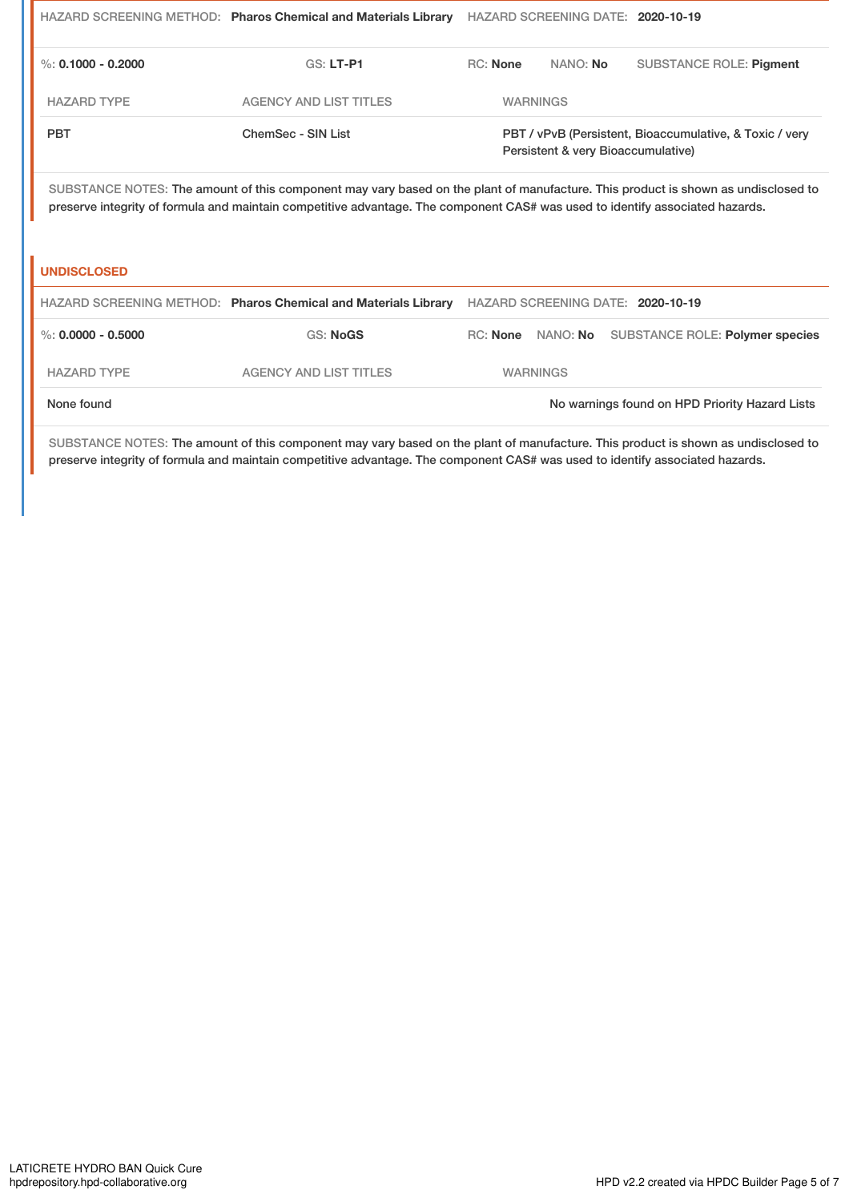HAZARD SCREENING METHOD: **Pharos Chemical and Materials Library** HAZARD SCREENING DATE: **2020-10-19**

%: **0.1000 - 0.2000** GS: **LT-P1** RC: **None** NANO: **No** SUBSTANCE ROLE: **Pigment**

| HAZARD TYPE | AGENCY AND LIST TITLES | WARNINGS |
| --- | --- | --- |
| PBT | ChemSec - SIN List | PBT / vPvB (Persistent, Bioaccumulative, & Toxic / very Persistent & very Bioaccumulative) |

SUBSTANCE NOTES: The amount of this component may vary based on the plant of manufacture. This product is shown as undisclosed to preserve integrity of formula and maintain competitive advantage. The component CAS# was used to identify associated hazards.

## UNDISCLOSED

HAZARD SCREENING METHOD: **Pharos Chemical and Materials Library** HAZARD SCREENING DATE: **2020-10-19**

%: **0.0000 - 0.5000** GS: **NoGS** RC: **None** NANO: **No** SUBSTANCE ROLE: **Polymer species**

| HAZARD TYPE | AGENCY AND LIST TITLES | WARNINGS |
| --- | --- | --- |
| None found | | No warnings found on HPD Priority Hazard Lists |

SUBSTANCE NOTES: The amount of this component may vary based on the plant of manufacture. This product is shown as undisclosed to preserve integrity of formula and maintain competitive advantage. The component CAS# was used to identify associated hazards.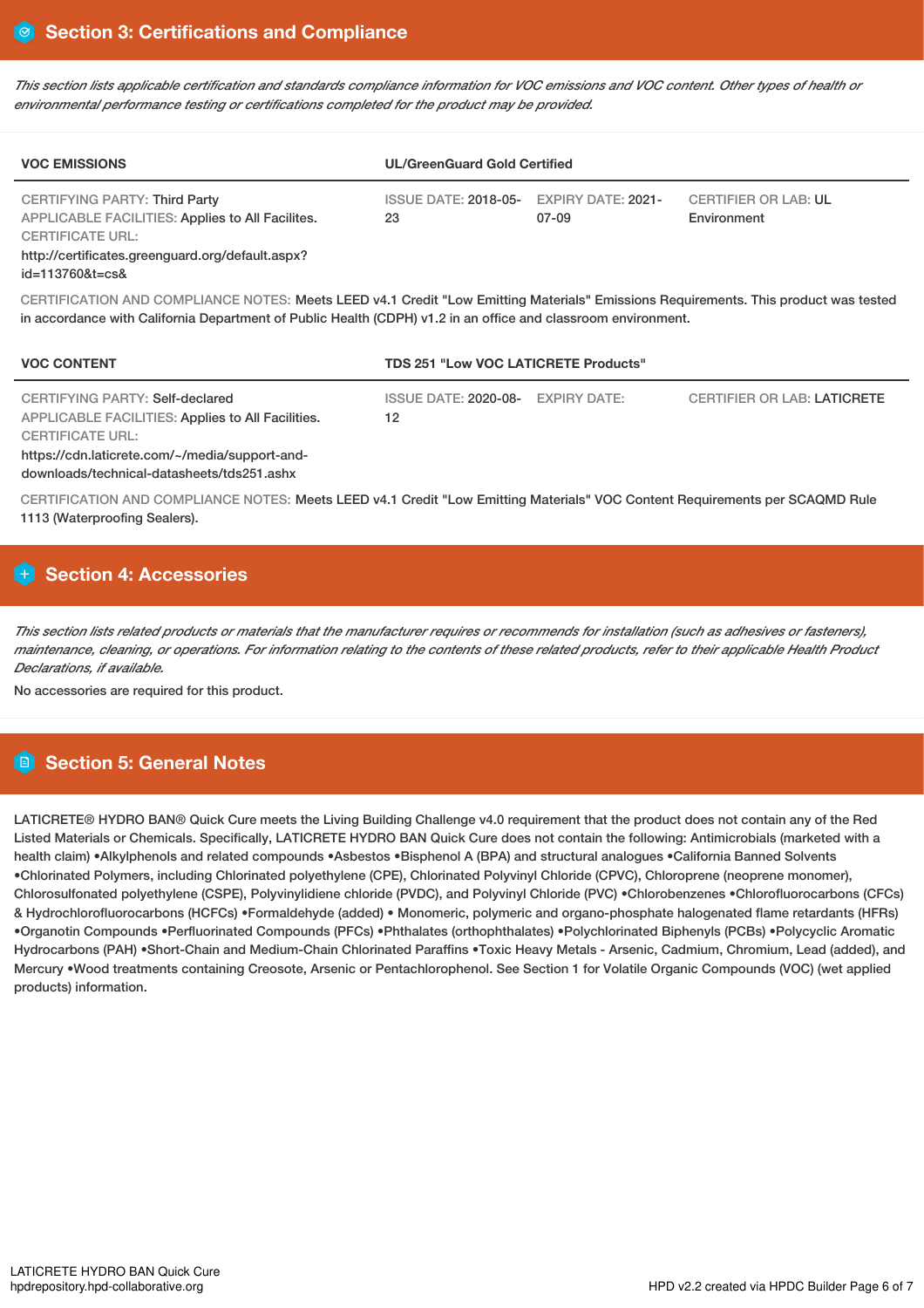## Section 3: Certifications and Compliance

*This section lists applicable certification and standards compliance information for VOC emissions and VOC content. Other types of health or environmental performance testing or certifications completed for the product may be provided.*

| VOC EMISSIONS | UL/GreenGuard Gold Certified | | |
|---|---|---|---|
| CERTIFYING PARTY: Third Party<br>APPLICABLE FACILITIES: Applies to All Facilites.<br>CERTIFICATE URL:<br>http://certificates.greenguard.org/default.aspx?id=113760&t=cs& | ISSUE DATE: 2018-05-23 | EXPIRY DATE: 2021-07-09 | CERTIFIER OR LAB: UL Environment |

CERTIFICATION AND COMPLIANCE NOTES: Meets LEED v4.1 Credit "Low Emitting Materials" Emissions Requirements. This product was tested in accordance with California Department of Public Health (CDPH) v1.2 in an office and classroom environment.

| VOC CONTENT | TDS 251 "Low VOC LATICRETE Products" | | |
|---|---|---|---|
| CERTIFYING PARTY: Self-declared<br>APPLICABLE FACILITIES: Applies to All Facilities.<br>CERTIFICATE URL:<br>https://cdn.laticrete.com/~/media/support-and-downloads/technical-datasheets/tds251.ashx | ISSUE DATE: 2020-08-12 | EXPIRY DATE: | CERTIFIER OR LAB: LATICRETE |

CERTIFICATION AND COMPLIANCE NOTES: Meets LEED v4.1 Credit "Low Emitting Materials" VOC Content Requirements per SCAQMD Rule 1113 (Waterproofing Sealers).

## Section 4: Accessories

*This section lists related products or materials that the manufacturer requires or recommends for installation (such as adhesives or fasteners), maintenance, cleaning, or operations. For information relating to the contents of these related products, refer to their applicable Health Product Declarations, if available.*

No accessories are required for this product.

## Section 5: General Notes

LATICRETE® HYDRO BAN® Quick Cure meets the Living Building Challenge v4.0 requirement that the product does not contain any of the Red Listed Materials or Chemicals. Specifically, LATICRETE HYDRO BAN Quick Cure does not contain the following: Antimicrobials (marketed with a health claim) •Alkylphenols and related compounds •Asbestos •Bisphenol A (BPA) and structural analogues •California Banned Solvents •Chlorinated Polymers, including Chlorinated polyethylene (CPE), Chlorinated Polyvinyl Chloride (CPVC), Chloroprene (neoprene monomer), Chlorosulfonated polyethylene (CSPE), Polyvinylidiene chloride (PVDC), and Polyvinyl Chloride (PVC) •Chlorobenzenes •Chlorofluorocarbons (CFCs) & Hydrochlorofluorocarbons (HCFCs) •Formaldehyde (added) • Monomeric, polymeric and organo-phosphate halogenated flame retardants (HFRs) •Organotin Compounds •Perfluorinated Compounds (PFCs) •Phthalates (orthophthalates) •Polychlorinated Biphenyls (PCBs) •Polycyclic Aromatic Hydrocarbons (PAH) •Short-Chain and Medium-Chain Chlorinated Paraffins •Toxic Heavy Metals - Arsenic, Cadmium, Chromium, Lead (added), and Mercury •Wood treatments containing Creosote, Arsenic or Pentachlorophenol. See Section 1 for Volatile Organic Compounds (VOC) (wet applied products) information.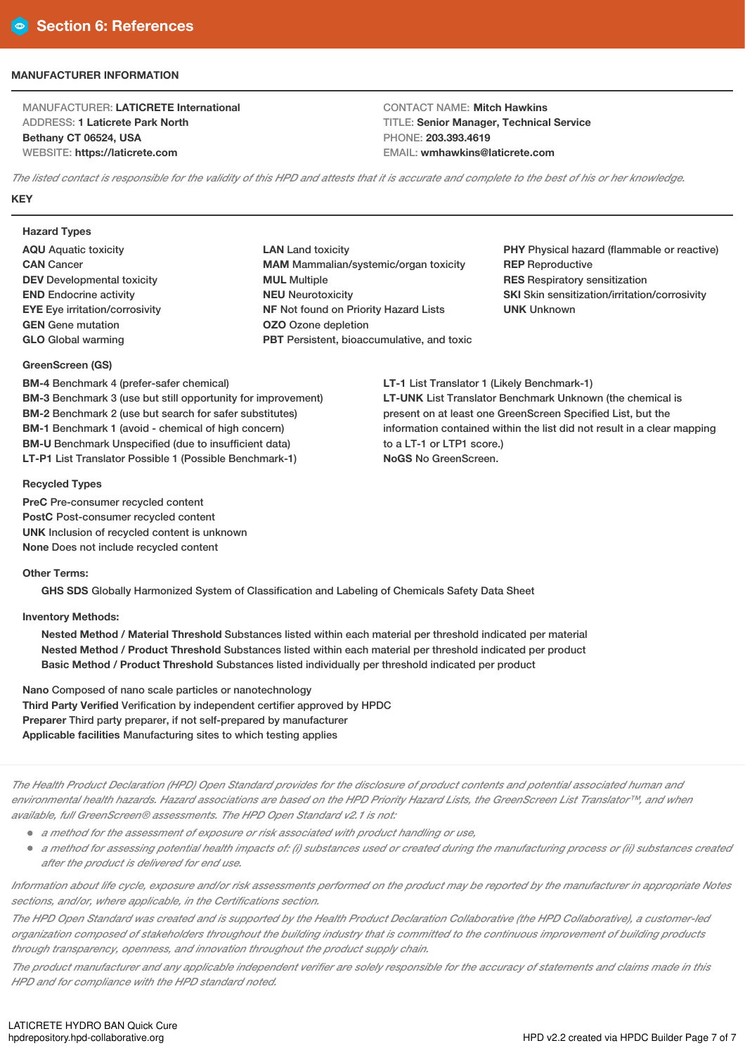## Section 6: References

### MANUFACTURER INFORMATION

MANUFACTURER: **LATICRETE International**
ADDRESS: **1 Laticrete Park North**
**Bethany CT 06524, USA**
WEBSITE: **https://laticrete.com**

CONTACT NAME: **Mitch Hawkins**
TITLE: **Senior Manager, Technical Service**
PHONE: **203.393.4619**
EMAIL: **wmhawkins@laticrete.com**

*The listed contact is responsible for the validity of this HPD and attests that it is accurate and complete to the best of his or her knowledge.*

### KEY

**Hazard Types**

**AQU** Aquatic toxicity
**CAN** Cancer
**DEV** Developmental toxicity
**END** Endocrine activity
**EYE** Eye irritation/corrosivity
**GEN** Gene mutation
**GLO** Global warming
**LAN** Land toxicity
**MAM** Mammalian/systemic/organ toxicity
**MUL** Multiple
**NEU** Neurotoxicity
**NF** Not found on Priority Hazard Lists
**OZO** Ozone depletion
**PBT** Persistent, bioaccumulative, and toxic
**PHY** Physical hazard (flammable or reactive)
**REP** Reproductive
**RES** Respiratory sensitization
**SKI** Skin sensitization/irritation/corrosivity
**UNK** Unknown

**GreenScreen (GS)**

**BM-4** Benchmark 4 (prefer-safer chemical)
**BM-3** Benchmark 3 (use but still opportunity for improvement)
**BM-2** Benchmark 2 (use but search for safer substitutes)
**BM-1** Benchmark 1 (avoid - chemical of high concern)
**BM-U** Benchmark Unspecified (due to insufficient data)
**LT-P1** List Translator Possible 1 (Possible Benchmark-1)
**LT-1** List Translator 1 (Likely Benchmark-1)
**LT-UNK** List Translator Benchmark Unknown (the chemical is present on at least one GreenScreen Specified List, but the information contained within the list did not result in a clear mapping to a LT-1 or LTP1 score.)
**NoGS** No GreenScreen.

**Recycled Types**

**PreC** Pre-consumer recycled content
**PostC** Post-consumer recycled content
**UNK** Inclusion of recycled content is unknown
**None** Does not include recycled content

**Other Terms:**

**GHS SDS** Globally Harmonized System of Classification and Labeling of Chemicals Safety Data Sheet

**Inventory Methods:**

**Nested Method / Material Threshold** Substances listed within each material per threshold indicated per material
**Nested Method / Product Threshold** Substances listed within each material per threshold indicated per product
**Basic Method / Product Threshold** Substances listed individually per threshold indicated per product

**Nano** Composed of nano scale particles or nanotechnology
**Third Party Verified** Verification by independent certifier approved by HPDC
**Preparer** Third party preparer, if not self-prepared by manufacturer
**Applicable facilities** Manufacturing sites to which testing applies

*The Health Product Declaration (HPD) Open Standard provides for the disclosure of product contents and potential associated human and environmental health hazards. Hazard associations are based on the HPD Priority Hazard Lists, the GreenScreen List Translator™, and when available, full GreenScreen® assessments. The HPD Open Standard v2.1 is not:*

- *a method for the assessment of exposure or risk associated with product handling or use,*
- *a method for assessing potential health impacts of: (i) substances used or created during the manufacturing process or (ii) substances created after the product is delivered for end use.*

*Information about life cycle, exposure and/or risk assessments performed on the product may be reported by the manufacturer in appropriate Notes sections, and/or, where applicable, in the Certifications section.*

*The HPD Open Standard was created and is supported by the Health Product Declaration Collaborative (the HPD Collaborative), a customer-led organization composed of stakeholders throughout the building industry that is committed to the continuous improvement of building products through transparency, openness, and innovation throughout the product supply chain.*

*The product manufacturer and any applicable independent verifier are solely responsible for the accuracy of statements and claims made in this HPD and for compliance with the HPD standard noted.*